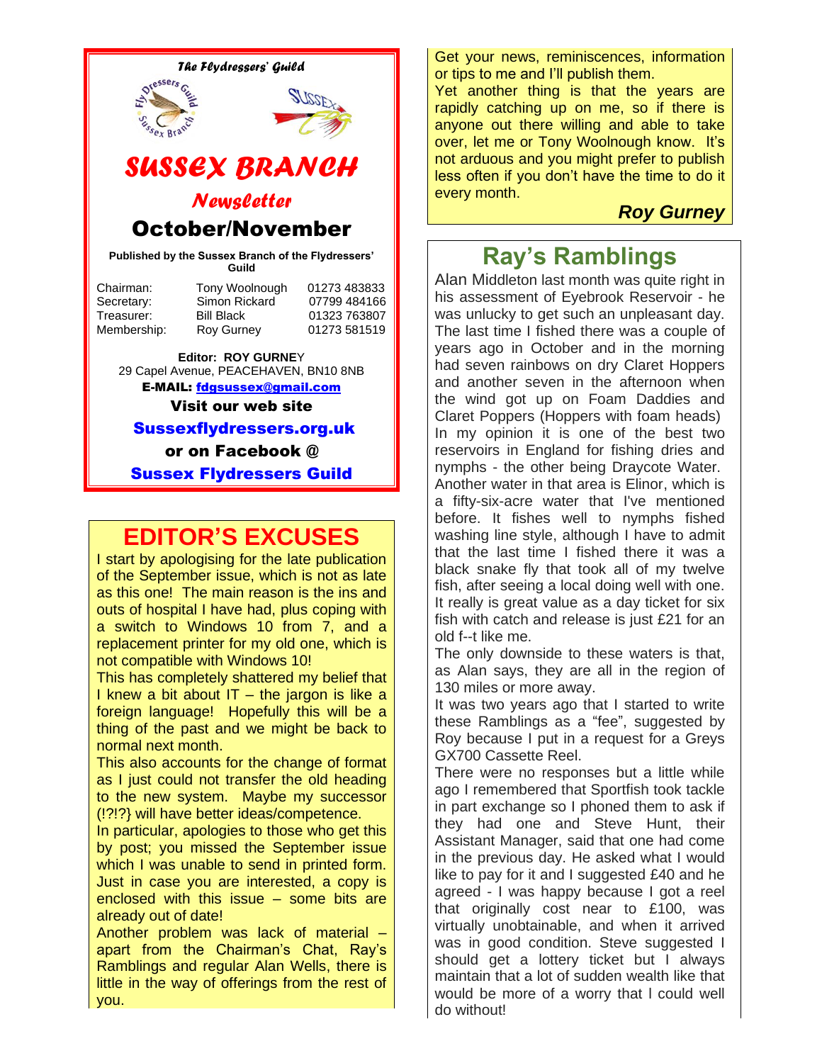*The Flydressers' Guild*

# SUSSEX BRANCH

## Newsletter

## October/November

**Published by the Sussex Branch of the Flydressers' Guild**

| | | |
|---|---|---|
| Chairman: | Tony Woolnough | 01273 483833 |
| Secretary: | Simon Rickard | 07799 484166 |
| Treasurer: | Bill Black | 01323 763807 |
| Membership: | Roy Gurney | 01273 581519 |

**Editor: ROY GURNEY**
29 Capel Avenue, PEACEHAVEN, BN10 8NB
**E-MAIL: fdgsussex@gmail.com**

**Visit our web site**

**Sussexflydressers.org.uk**

**or on Facebook @**

**Sussex Flydressers Guild**

## EDITOR'S EXCUSES

I start by apologising for the late publication of the September issue, which is not as late as this one! The main reason is the ins and outs of hospital I have had, plus coping with a switch to Windows 10 from 7, and a replacement printer for my old one, which is not compatible with Windows 10!

This has completely shattered my belief that I knew a bit about IT – the jargon is like a foreign language! Hopefully this will be a thing of the past and we might be back to normal next month.

This also accounts for the change of format as I just could not transfer the old heading to the new system. Maybe my successor (!?!?} will have better ideas/competence.

In particular, apologies to those who get this by post; you missed the September issue which I was unable to send in printed form. Just in case you are interested, a copy is enclosed with this issue – some bits are already out of date!

Another problem was lack of material – apart from the Chairman's Chat, Ray's Ramblings and regular Alan Wells, there is little in the way of offerings from the rest of you.

Get your news, reminiscences, information or tips to me and I'll publish them.

Yet another thing is that the years are rapidly catching up on me, so if there is anyone out there willing and able to take over, let me or Tony Woolnough know. It's not arduous and you might prefer to publish less often if you don't have the time to do it every month.

***Roy Gurney***

## Ray's Ramblings

Alan Middleton last month was quite right in his assessment of Eyebrook Reservoir - he was unlucky to get such an unpleasant day. The last time I fished there was a couple of years ago in October and in the morning had seven rainbows on dry Claret Hoppers and another seven in the afternoon when the wind got up on Foam Daddies and Claret Poppers (Hoppers with foam heads) In my opinion it is one of the best two reservoirs in England for fishing dries and nymphs - the other being Draycote Water.

Another water in that area is Elinor, which is a fifty-six-acre water that I've mentioned before. It fishes well to nymphs fished washing line style, although I have to admit that the last time I fished there it was a black snake fly that took all of my twelve fish, after seeing a local doing well with one. It really is great value as a day ticket for six fish with catch and release is just £21 for an old f--t like me.

The only downside to these waters is that, as Alan says, they are all in the region of 130 miles or more away.

It was two years ago that I started to write these Ramblings as a "fee", suggested by Roy because I put in a request for a Greys GX700 Cassette Reel.

There were no responses but a little while ago I remembered that Sportfish took tackle in part exchange so I phoned them to ask if they had one and Steve Hunt, their Assistant Manager, said that one had come in the previous day. He asked what I would like to pay for it and I suggested £40 and he agreed - I was happy because I got a reel that originally cost near to £100, was virtually unobtainable, and when it arrived was in good condition. Steve suggested I should get a lottery ticket but I always maintain that a lot of sudden wealth like that would be more of a worry that I could well do without!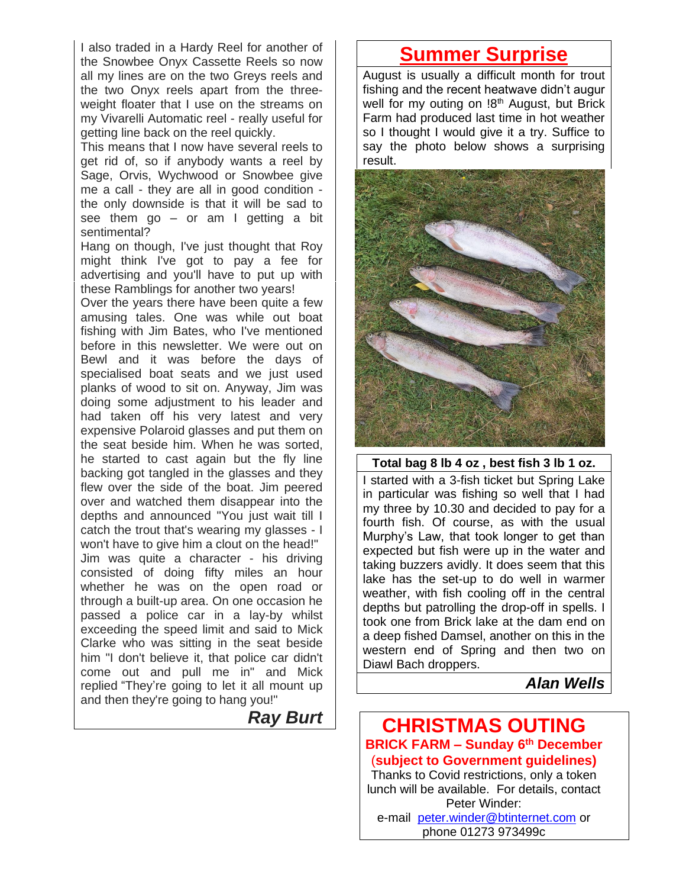I also traded in a Hardy Reel for another of the Snowbee Onyx Cassette Reels so now all my lines are on the two Greys reels and the two Onyx reels apart from the three-weight floater that I use on the streams on my Vivarelli Automatic reel - really useful for getting line back on the reel quickly.

This means that I now have several reels to get rid of, so if anybody wants a reel by Sage, Orvis, Wychwood or Snowbee give me a call - they are all in good condition - the only downside is that it will be sad to see them go – or am I getting a bit sentimental?

Hang on though, I've just thought that Roy might think I've got to pay a fee for advertising and you'll have to put up with these Ramblings for another two years!

Over the years there have been quite a few amusing tales. One was while out boat fishing with Jim Bates, who I've mentioned before in this newsletter. We were out on Bewl and it was before the days of specialised boat seats and we just used planks of wood to sit on. Anyway, Jim was doing some adjustment to his leader and had taken off his very latest and very expensive Polaroid glasses and put them on the seat beside him. When he was sorted, he started to cast again but the fly line backing got tangled in the glasses and they flew over the side of the boat. Jim peered over and watched them disappear into the depths and announced "You just wait till I catch the trout that's wearing my glasses - I won't have to give him a clout on the head!"

Jim was quite a character - his driving consisted of doing fifty miles an hour whether he was on the open road or through a built-up area. On one occasion he passed a police car in a lay-by whilst exceeding the speed limit and said to Mick Clarke who was sitting in the seat beside him "I don't believe it, that police car didn't come out and pull me in" and Mick replied "They're going to let it all mount up and then they're going to hang you!"

***Ray Burt***

# Summer Surprise

August is usually a difficult month for trout fishing and the recent heatwave didn't augur well for my outing on !8th August, but Brick Farm had produced last time in hot weather so I thought I would give it a try. Suffice to say the photo below shows a surprising result.

**Total bag 8 lb 4 oz , best fish 3 lb 1 oz.**

I started with a 3-fish ticket but Spring Lake in particular was fishing so well that I had my three by 10.30 and decided to pay for a fourth fish. Of course, as with the usual Murphy's Law, that took longer to get than expected but fish were up in the water and taking buzzers avidly. It does seem that this lake has the set-up to do well in warmer weather, with fish cooling off in the central depths but patrolling the drop-off in spells. I took one from Brick lake at the dam end on a deep fished Damsel, another on this in the western end of Spring and then two on Diawl Bach droppers.

***Alan Wells***

# CHRISTMAS OUTING

**BRICK FARM – Sunday 6th December**
**(subject to Government guidelines)**

Thanks to Covid restrictions, only a token lunch will be available. For details, contact Peter Winder:
e-mail peter.winder@btinternet.com or phone 01273 973499c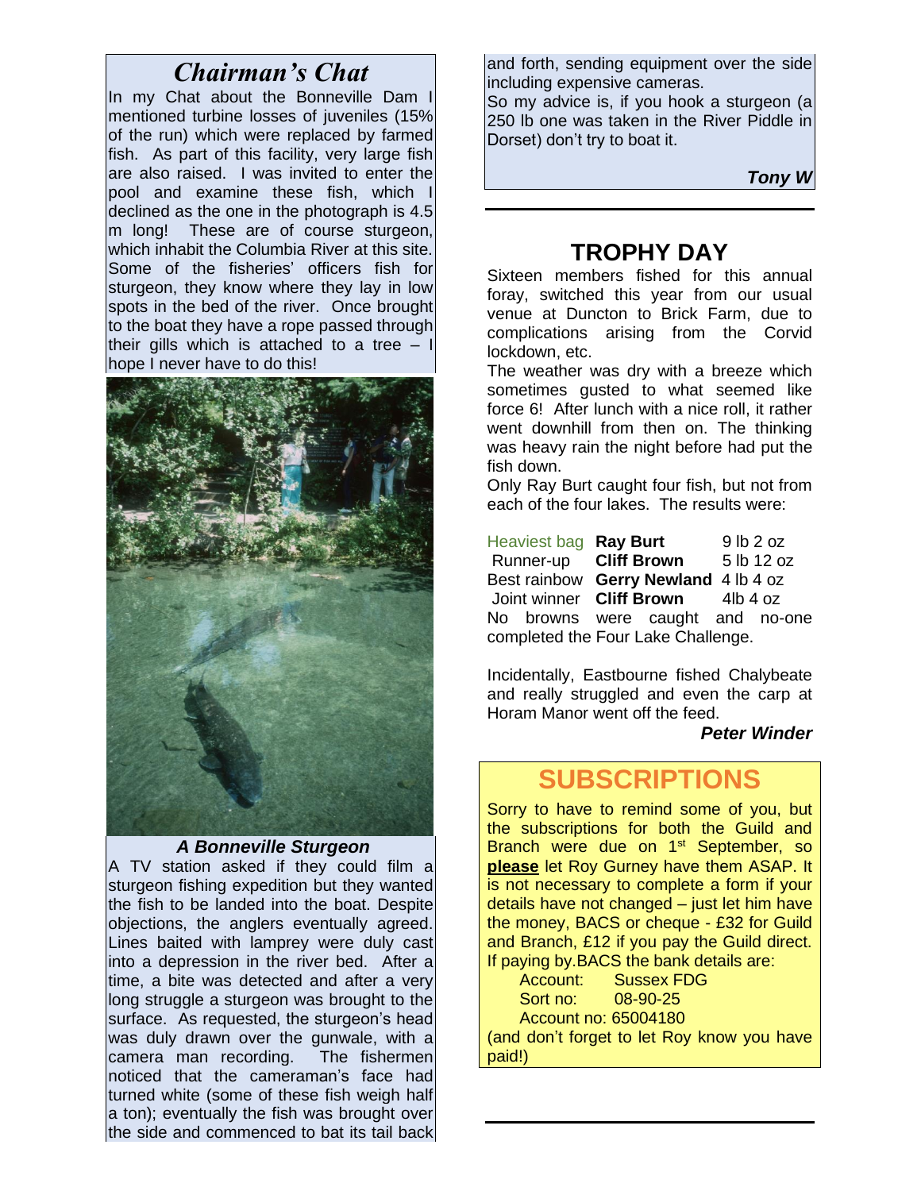## *Chairman's Chat*

In my Chat about the Bonneville Dam I mentioned turbine losses of juveniles (15% of the run) which were replaced by farmed fish. As part of this facility, very large fish are also raised. I was invited to enter the pool and examine these fish, which I declined as the one in the photograph is 4.5 m long! These are of course sturgeon, which inhabit the Columbia River at this site. Some of the fisheries' officers fish for sturgeon, they know where they lay in low spots in the bed of the river. Once brought to the boat they have a rope passed through their gills which is attached to a tree – I hope I never have to do this!

***A Bonneville Sturgeon***

A TV station asked if they could film a sturgeon fishing expedition but they wanted the fish to be landed into the boat. Despite objections, the anglers eventually agreed. Lines baited with lamprey were duly cast into a depression in the river bed. After a time, a bite was detected and after a very long struggle a sturgeon was brought to the surface. As requested, the sturgeon's head was duly drawn over the gunwale, with a camera man recording. The fishermen noticed that the cameraman's face had turned white (some of these fish weigh half a ton); eventually the fish was brought over the side and commenced to bat its tail back and forth, sending equipment over the side including expensive cameras.

So my advice is, if you hook a sturgeon (a 250 lb one was taken in the River Piddle in Dorset) don't try to boat it.

***Tony W***

## TROPHY DAY

Sixteen members fished for this annual foray, switched this year from our usual venue at Duncton to Brick Farm, due to complications arising from the Corvid lockdown, etc.

The weather was dry with a breeze which sometimes gusted to what seemed like force 6! After lunch with a nice roll, it rather went downhill from then on. The thinking was heavy rain the night before had put the fish down.

Only Ray Burt caught four fish, but not from each of the four lakes. The results were:

| | | |
|---|---|---|
| Heaviest bag | **Ray Burt** | 9 lb 2 oz |
| Runner-up | **Cliff Brown** | 5 lb 12 oz |
| Best rainbow | **Gerry Newland** | 4 lb 4 oz |
| Joint winner | **Cliff Brown** | 4lb 4 oz |

No browns were caught and no-one completed the Four Lake Challenge.

Incidentally, Eastbourne fished Chalybeate and really struggled and even the carp at Horam Manor went off the feed.

***Peter Winder***

## SUBSCRIPTIONS

Sorry to have to remind some of you, but the subscriptions for both the Guild and Branch were due on 1st September, so **please** let Roy Gurney have them ASAP. It is not necessary to complete a form if your details have not changed – just let him have the money, BACS or cheque - £32 for Guild and Branch, £12 if you pay the Guild direct. If paying by.BACS the bank details are:

Account: Sussex FDG
Sort no: 08-90-25
Account no: 65004180

(and don't forget to let Roy know you have paid!)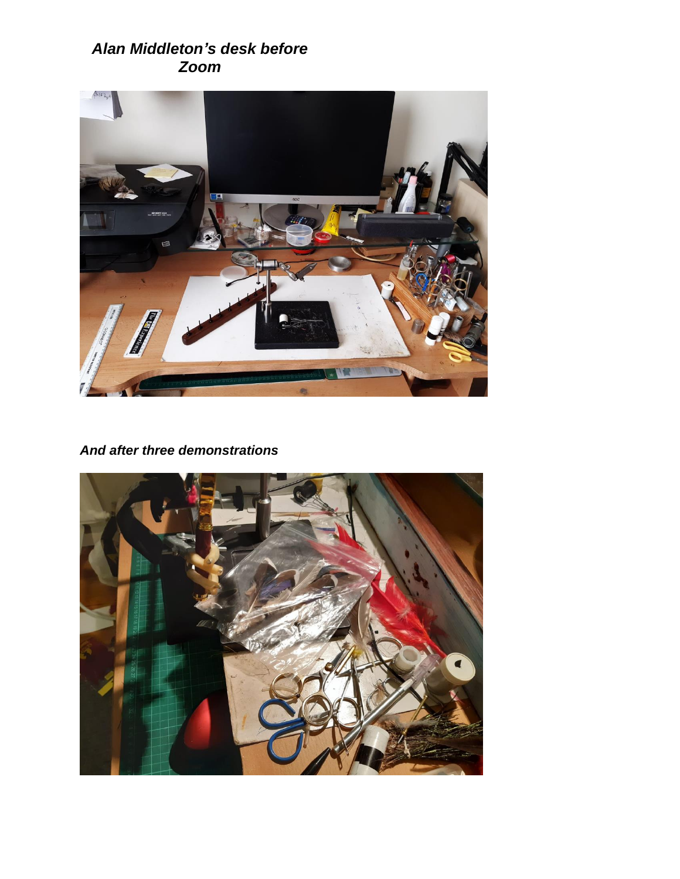***Alan Middleton's desk before Zoom***

***And after three demonstrations***